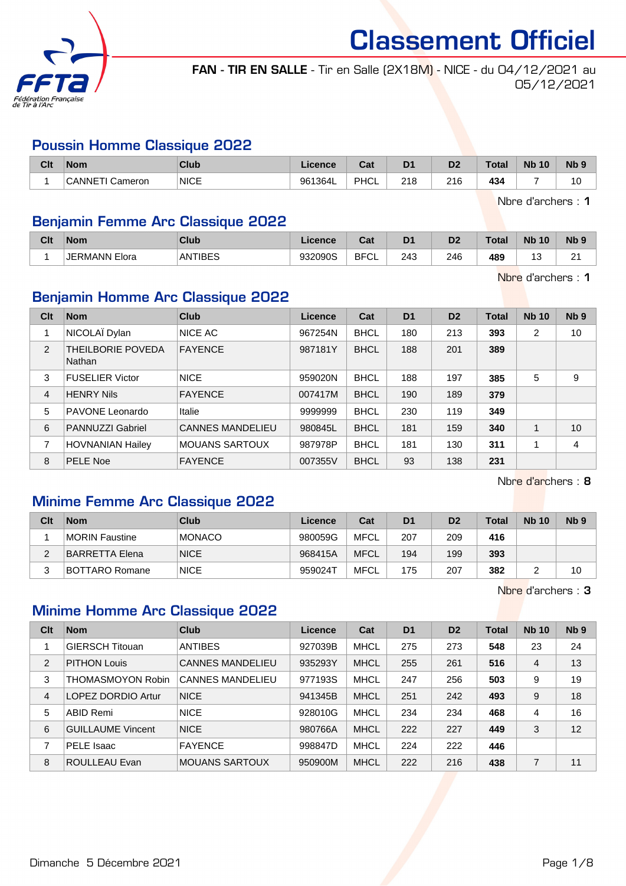# Classement Officiel

**FAN - TIR EN SALLE** - Tir en Salle (2X18M) - NICE - du 04/12/2021 au 05/12/2021

## Poussin Homme Classique 2022

| Clt | Nom | Club | Licence | Cat | D1 | D2 | Total | Nb 10 | Nb 9 |
|---|---|---|---|---|---|---|---|---|---|
| 1 | CANNETI Cameron | NICE | 961364L | PHCL | 218 | 216 | **434** | 7 | 10 |

Nbre d'archers : **1**

## Benjamin Femme Arc Classique 2022

| Clt | Nom | Club | Licence | Cat | D1 | D2 | Total | Nb 10 | Nb 9 |
|---|---|---|---|---|---|---|---|---|---|
| 1 | JERMANN Elora | ANTIBES | 932090S | BFCL | 243 | 246 | **489** | 13 | 21 |

Nbre d'archers : **1**

## Benjamin Homme Arc Classique 2022

| Clt | Nom | Club | Licence | Cat | D1 | D2 | Total | Nb 10 | Nb 9 |
|---|---|---|---|---|---|---|---|---|---|
| 1 | NICOLAÏ Dylan | NICE AC | 967254N | BHCL | 180 | 213 | **393** | 2 | 10 |
| 2 | THEILBORIE POVEDA Nathan | FAYENCE | 987181Y | BHCL | 188 | 201 | **389** | | |
| 3 | FUSELIER Victor | NICE | 959020N | BHCL | 188 | 197 | **385** | 5 | 9 |
| 4 | HENRY Nils | FAYENCE | 007417M | BHCL | 190 | 189 | **379** | | |
| 5 | PAVONE Leonardo | Italie | 9999999 | BHCL | 230 | 119 | **349** | | |
| 6 | PANNUZZI Gabriel | CANNES MANDELIEU | 980845L | BHCL | 181 | 159 | **340** | 1 | 10 |
| 7 | HOVNANIAN Hailey | MOUANS SARTOUX | 987978P | BHCL | 181 | 130 | **311** | 1 | 4 |
| 8 | PELE Noe | FAYENCE | 007355V | BHCL | 93 | 138 | **231** | | |

Nbre d'archers : **8**

## Minime Femme Arc Classique 2022

| Clt | Nom | Club | Licence | Cat | D1 | D2 | Total | Nb 10 | Nb 9 |
|---|---|---|---|---|---|---|---|---|---|
| 1 | MORIN Faustine | MONACO | 980059G | MFCL | 207 | 209 | **416** | | |
| 2 | BARRETTA Elena | NICE | 968415A | MFCL | 194 | 199 | **393** | | |
| 3 | BOTTARO Romane | NICE | 959024T | MFCL | 175 | 207 | **382** | 2 | 10 |

Nbre d'archers : **3**

## Minime Homme Arc Classique 2022

| Clt | Nom | Club | Licence | Cat | D1 | D2 | Total | Nb 10 | Nb 9 |
|---|---|---|---|---|---|---|---|---|---|
| 1 | GIERSCH Titouan | ANTIBES | 927039B | MHCL | 275 | 273 | **548** | 23 | 24 |
| 2 | PITHON Louis | CANNES MANDELIEU | 935293Y | MHCL | 255 | 261 | **516** | 4 | 13 |
| 3 | THOMASMOYON Robin | CANNES MANDELIEU | 977193S | MHCL | 247 | 256 | **503** | 9 | 19 |
| 4 | LOPEZ DORDIO Artur | NICE | 941345B | MHCL | 251 | 242 | **493** | 9 | 18 |
| 5 | ABID Remi | NICE | 928010G | MHCL | 234 | 234 | **468** | 4 | 16 |
| 6 | GUILLAUME Vincent | NICE | 980766A | MHCL | 222 | 227 | **449** | 3 | 12 |
| 7 | PELE Isaac | FAYENCE | 998847D | MHCL | 224 | 222 | **446** | | |
| 8 | ROULLEAU Evan | MOUANS SARTOUX | 950900M | MHCL | 222 | 216 | **438** | 7 | 11 |

Dimanche 5 Décembre 2021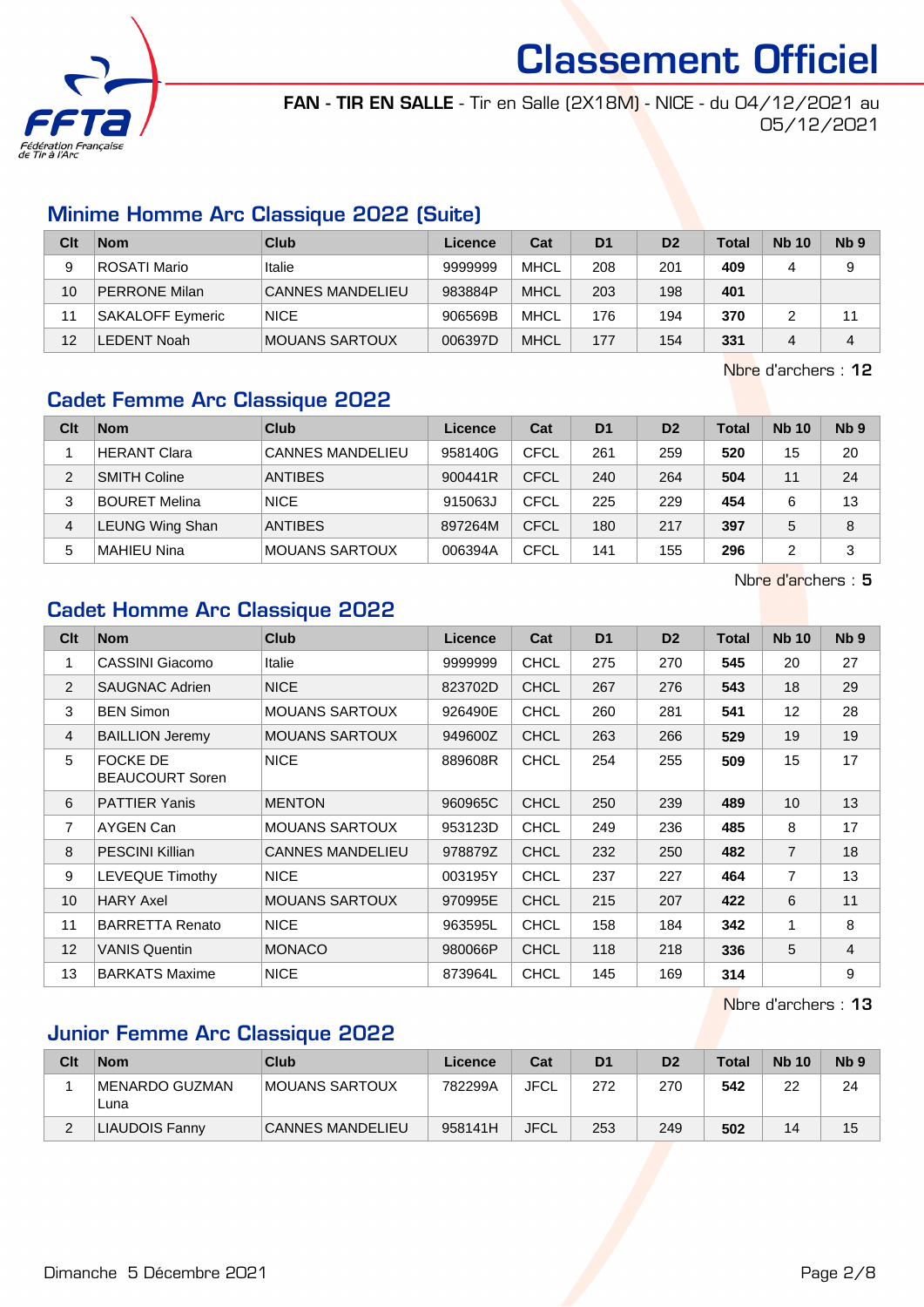# Classement Officiel

**FAN - TIR EN SALLE** - Tir en Salle (2X18M) - NICE - du 04/12/2021 au 05/12/2021

## Minime Homme Arc Classique 2022 (Suite)

| Clt | Nom | Club | Licence | Cat | D1 | D2 | Total | Nb 10 | Nb 9 |
|---|---|---|---|---|---|---|---|---|---|
| 9 | ROSATI Mario | Italie | 9999999 | MHCL | 208 | 201 | **409** | 4 | 9 |
| 10 | PERRONE Milan | CANNES MANDELIEU | 983884P | MHCL | 203 | 198 | **401** | | |
| 11 | SAKALOFF Eymeric | NICE | 906569B | MHCL | 176 | 194 | **370** | 2 | 11 |
| 12 | LEDENT Noah | MOUANS SARTOUX | 006397D | MHCL | 177 | 154 | **331** | 4 | 4 |

Nbre d'archers : **12**

## Cadet Femme Arc Classique 2022

| Clt | Nom | Club | Licence | Cat | D1 | D2 | Total | Nb 10 | Nb 9 |
|---|---|---|---|---|---|---|---|---|---|
| 1 | HERANT Clara | CANNES MANDELIEU | 958140G | CFCL | 261 | 259 | **520** | 15 | 20 |
| 2 | SMITH Coline | ANTIBES | 900441R | CFCL | 240 | 264 | **504** | 11 | 24 |
| 3 | BOURET Melina | NICE | 915063J | CFCL | 225 | 229 | **454** | 6 | 13 |
| 4 | LEUNG Wing Shan | ANTIBES | 897264M | CFCL | 180 | 217 | **397** | 5 | 8 |
| 5 | MAHIEU Nina | MOUANS SARTOUX | 006394A | CFCL | 141 | 155 | **296** | 2 | 3 |

Nbre d'archers : **5**

## Cadet Homme Arc Classique 2022

| Clt | Nom | Club | Licence | Cat | D1 | D2 | Total | Nb 10 | Nb 9 |
|---|---|---|---|---|---|---|---|---|---|
| 1 | CASSINI Giacomo | Italie | 9999999 | CHCL | 275 | 270 | **545** | 20 | 27 |
| 2 | SAUGNAC Adrien | NICE | 823702D | CHCL | 267 | 276 | **543** | 18 | 29 |
| 3 | BEN Simon | MOUANS SARTOUX | 926490E | CHCL | 260 | 281 | **541** | 12 | 28 |
| 4 | BAILLION Jeremy | MOUANS SARTOUX | 949600Z | CHCL | 263 | 266 | **529** | 19 | 19 |
| 5 | FOCKE DE BEAUCOURT Soren | NICE | 889608R | CHCL | 254 | 255 | **509** | 15 | 17 |
| 6 | PATTIER Yanis | MENTON | 960965C | CHCL | 250 | 239 | **489** | 10 | 13 |
| 7 | AYGEN Can | MOUANS SARTOUX | 953123D | CHCL | 249 | 236 | **485** | 8 | 17 |
| 8 | PESCINI Killian | CANNES MANDELIEU | 978879Z | CHCL | 232 | 250 | **482** | 7 | 18 |
| 9 | LEVEQUE Timothy | NICE | 003195Y | CHCL | 237 | 227 | **464** | 7 | 13 |
| 10 | HARY Axel | MOUANS SARTOUX | 970995E | CHCL | 215 | 207 | **422** | 6 | 11 |
| 11 | BARRETTA Renato | NICE | 963595L | CHCL | 158 | 184 | **342** | 1 | 8 |
| 12 | VANIS Quentin | MONACO | 980066P | CHCL | 118 | 218 | **336** | 5 | 4 |
| 13 | BARKATS Maxime | NICE | 873964L | CHCL | 145 | 169 | **314** | | 9 |

Nbre d'archers : **13**

## Junior Femme Arc Classique 2022

| Clt | Nom | Club | Licence | Cat | D1 | D2 | Total | Nb 10 | Nb 9 |
|---|---|---|---|---|---|---|---|---|---|
| 1 | MENARDO GUZMAN Luna | MOUANS SARTOUX | 782299A | JFCL | 272 | 270 | **542** | 22 | 24 |
| 2 | LIAUDOIS Fanny | CANNES MANDELIEU | 958141H | JFCL | 253 | 249 | **502** | 14 | 15 |

Dimanche 5 Décembre 2021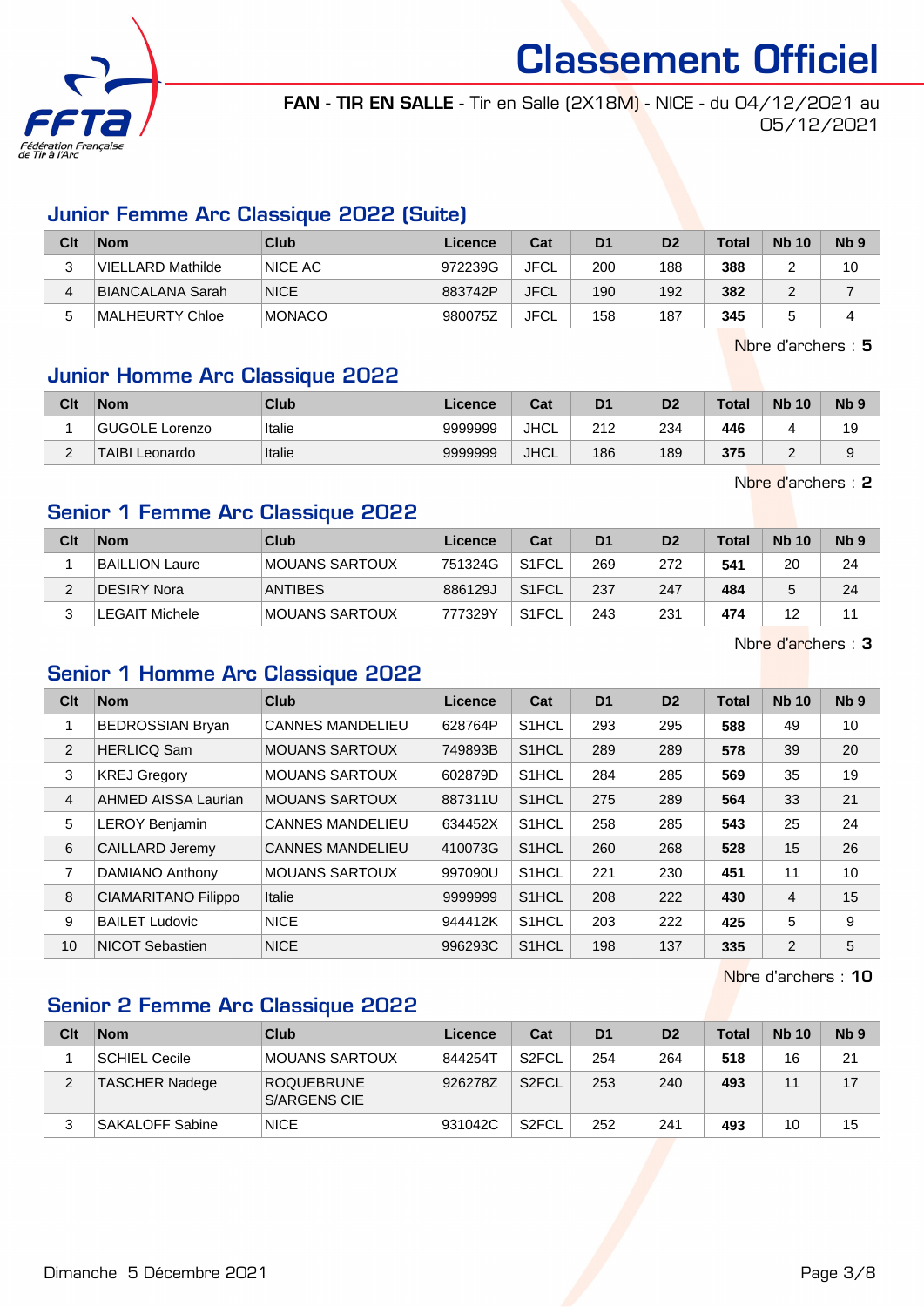# Classement Officiel

**FAN - TIR EN SALLE** - Tir en Salle (2X18M) - NICE - du 04/12/2021 au 05/12/2021

## Junior Femme Arc Classique 2022 (Suite)

| Clt | Nom | Club | Licence | Cat | D1 | D2 | Total | Nb 10 | Nb 9 |
|---|---|---|---|---|---|---|---|---|---|
| 3 | VIELLARD Mathilde | NICE AC | 972239G | JFCL | 200 | 188 | **388** | 2 | 10 |
| 4 | BIANCALANA Sarah | NICE | 883742P | JFCL | 190 | 192 | **382** | 2 | 7 |
| 5 | MALHEURTY Chloe | MONACO | 980075Z | JFCL | 158 | 187 | **345** | 5 | 4 |

Nbre d'archers : **5**

## Junior Homme Arc Classique 2022

| Clt | Nom | Club | Licence | Cat | D1 | D2 | Total | Nb 10 | Nb 9 |
|---|---|---|---|---|---|---|---|---|---|
| 1 | GUGOLE Lorenzo | Italie | 9999999 | JHCL | 212 | 234 | **446** | 4 | 19 |
| 2 | TAIBI Leonardo | Italie | 9999999 | JHCL | 186 | 189 | **375** | 2 | 9 |

Nbre d'archers : **2**

## Senior 1 Femme Arc Classique 2022

| Clt | Nom | Club | Licence | Cat | D1 | D2 | Total | Nb 10 | Nb 9 |
|---|---|---|---|---|---|---|---|---|---|
| 1 | BAILLION Laure | MOUANS SARTOUX | 751324G | S1FCL | 269 | 272 | **541** | 20 | 24 |
| 2 | DESIRY Nora | ANTIBES | 886129J | S1FCL | 237 | 247 | **484** | 5 | 24 |
| 3 | LEGAIT Michele | MOUANS SARTOUX | 777329Y | S1FCL | 243 | 231 | **474** | 12 | 11 |

Nbre d'archers : **3**

## Senior 1 Homme Arc Classique 2022

| Clt | Nom | Club | Licence | Cat | D1 | D2 | Total | Nb 10 | Nb 9 |
|---|---|---|---|---|---|---|---|---|---|
| 1 | BEDROSSIAN Bryan | CANNES MANDELIEU | 628764P | S1HCL | 293 | 295 | **588** | 49 | 10 |
| 2 | HERLICQ Sam | MOUANS SARTOUX | 749893B | S1HCL | 289 | 289 | **578** | 39 | 20 |
| 3 | KREJ Gregory | MOUANS SARTOUX | 602879D | S1HCL | 284 | 285 | **569** | 35 | 19 |
| 4 | AHMED AISSA Laurian | MOUANS SARTOUX | 887311U | S1HCL | 275 | 289 | **564** | 33 | 21 |
| 5 | LEROY Benjamin | CANNES MANDELIEU | 634452X | S1HCL | 258 | 285 | **543** | 25 | 24 |
| 6 | CAILLARD Jeremy | CANNES MANDELIEU | 410073G | S1HCL | 260 | 268 | **528** | 15 | 26 |
| 7 | DAMIANO Anthony | MOUANS SARTOUX | 997090U | S1HCL | 221 | 230 | **451** | 11 | 10 |
| 8 | CIAMARITANO Filippo | Italie | 9999999 | S1HCL | 208 | 222 | **430** | 4 | 15 |
| 9 | BAILET Ludovic | NICE | 944412K | S1HCL | 203 | 222 | **425** | 5 | 9 |
| 10 | NICOT Sebastien | NICE | 996293C | S1HCL | 198 | 137 | **335** | 2 | 5 |

Nbre d'archers : **10**

## Senior 2 Femme Arc Classique 2022

| Clt | Nom | Club | Licence | Cat | D1 | D2 | Total | Nb 10 | Nb 9 |
|---|---|---|---|---|---|---|---|---|---|
| 1 | SCHIEL Cecile | MOUANS SARTOUX | 844254T | S2FCL | 254 | 264 | **518** | 16 | 21 |
| 2 | TASCHER Nadege | ROQUEBRUNE S/ARGENS CIE | 926278Z | S2FCL | 253 | 240 | **493** | 11 | 17 |
| 3 | SAKALOFF Sabine | NICE | 931042C | S2FCL | 252 | 241 | **493** | 10 | 15 |

Dimanche 5 Décembre 2021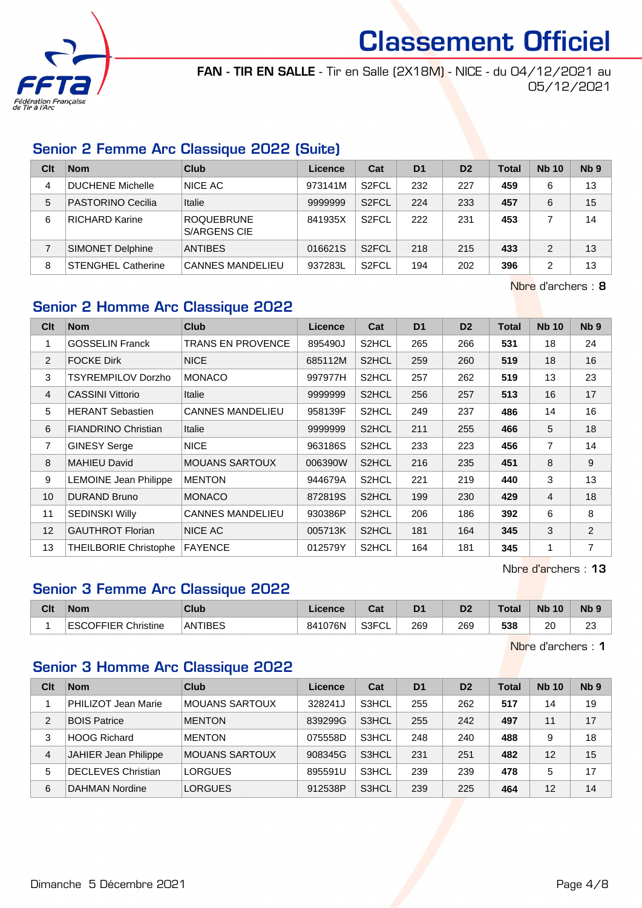# Classement Officiel

**FAN - TIR EN SALLE** - Tir en Salle (2X18M) - NICE - du 04/12/2021 au 05/12/2021

## Senior 2 Femme Arc Classique 2022 (Suite)

| Clt | Nom | Club | Licence | Cat | D1 | D2 | Total | Nb 10 | Nb 9 |
|---|---|---|---|---|---|---|---|---|---|
| 4 | DUCHENE Michelle | NICE AC | 973141M | S2FCL | 232 | 227 | **459** | 6 | 13 |
| 5 | PASTORINO Cecilia | Italie | 9999999 | S2FCL | 224 | 233 | **457** | 6 | 15 |
| 6 | RICHARD Karine | ROQUEBRUNE S/ARGENS CIE | 841935X | S2FCL | 222 | 231 | **453** | 7 | 14 |
| 7 | SIMONET Delphine | ANTIBES | 016621S | S2FCL | 218 | 215 | **433** | 2 | 13 |
| 8 | STENGHEL Catherine | CANNES MANDELIEU | 937283L | S2FCL | 194 | 202 | **396** | 2 | 13 |

Nbre d'archers : **8**

## Senior 2 Homme Arc Classique 2022

| Clt | Nom | Club | Licence | Cat | D1 | D2 | Total | Nb 10 | Nb 9 |
|---|---|---|---|---|---|---|---|---|---|
| 1 | GOSSELIN Franck | TRANS EN PROVENCE | 895490J | S2HCL | 265 | 266 | **531** | 18 | 24 |
| 2 | FOCKE Dirk | NICE | 685112M | S2HCL | 259 | 260 | **519** | 18 | 16 |
| 3 | TSYREMPILOV Dorzho | MONACO | 997977H | S2HCL | 257 | 262 | **519** | 13 | 23 |
| 4 | CASSINI Vittorio | Italie | 9999999 | S2HCL | 256 | 257 | **513** | 16 | 17 |
| 5 | HERANT Sebastien | CANNES MANDELIEU | 958139F | S2HCL | 249 | 237 | **486** | 14 | 16 |
| 6 | FIANDRINO Christian | Italie | 9999999 | S2HCL | 211 | 255 | **466** | 5 | 18 |
| 7 | GINESY Serge | NICE | 963186S | S2HCL | 233 | 223 | **456** | 7 | 14 |
| 8 | MAHIEU David | MOUANS SARTOUX | 006390W | S2HCL | 216 | 235 | **451** | 8 | 9 |
| 9 | LEMOINE Jean Philippe | MENTON | 944679A | S2HCL | 221 | 219 | **440** | 3 | 13 |
| 10 | DURAND Bruno | MONACO | 872819S | S2HCL | 199 | 230 | **429** | 4 | 18 |
| 11 | SEDINSKI Willy | CANNES MANDELIEU | 930386P | S2HCL | 206 | 186 | **392** | 6 | 8 |
| 12 | GAUTHROT Florian | NICE AC | 005713K | S2HCL | 181 | 164 | **345** | 3 | 2 |
| 13 | THEILBORIE Christophe | FAYENCE | 012579Y | S2HCL | 164 | 181 | **345** | 1 | 7 |

Nbre d'archers : **13**

## Senior 3 Femme Arc Classique 2022

| Clt | Nom | Club | Licence | Cat | D1 | D2 | Total | Nb 10 | Nb 9 |
|---|---|---|---|---|---|---|---|---|---|
| 1 | ESCOFFIER Christine | ANTIBES | 841076N | S3FCL | 269 | 269 | **538** | 20 | 23 |

Nbre d'archers : **1**

## Senior 3 Homme Arc Classique 2022

| Clt | Nom | Club | Licence | Cat | D1 | D2 | Total | Nb 10 | Nb 9 |
|---|---|---|---|---|---|---|---|---|---|
| 1 | PHILIZOT Jean Marie | MOUANS SARTOUX | 328241J | S3HCL | 255 | 262 | **517** | 14 | 19 |
| 2 | BOIS Patrice | MENTON | 839299G | S3HCL | 255 | 242 | **497** | 11 | 17 |
| 3 | HOOG Richard | MENTON | 075558D | S3HCL | 248 | 240 | **488** | 9 | 18 |
| 4 | JAHIER Jean Philippe | MOUANS SARTOUX | 908345G | S3HCL | 231 | 251 | **482** | 12 | 15 |
| 5 | DECLEVES Christian | LORGUES | 895591U | S3HCL | 239 | 239 | **478** | 5 | 17 |
| 6 | DAHMAN Nordine | LORGUES | 912538P | S3HCL | 239 | 225 | **464** | 12 | 14 |

Dimanche 5 Décembre 2021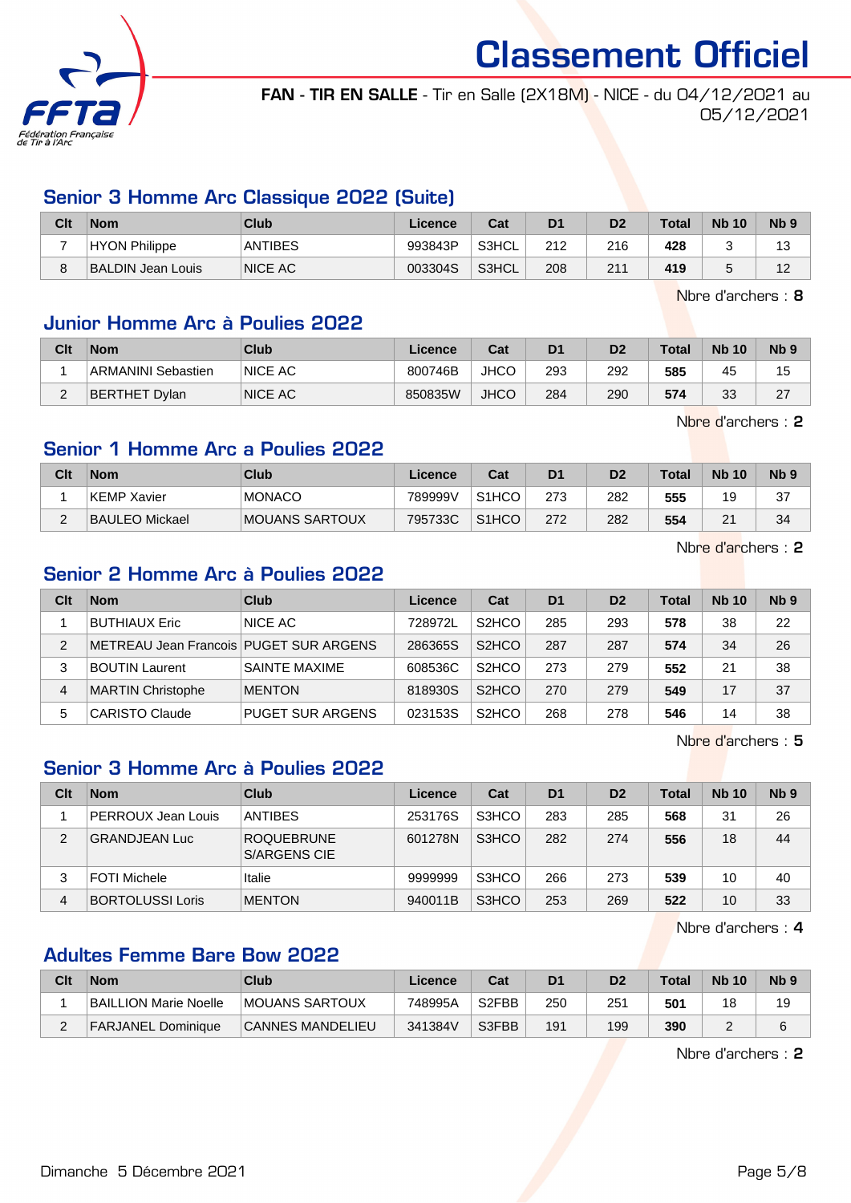# Classement Officiel

**FAN - TIR EN SALLE** - Tir en Salle (2X18M) - NICE - du 04/12/2021 au 05/12/2021

## Senior 3 Homme Arc Classique 2022 (Suite)

| Clt | Nom | Club | Licence | Cat | D1 | D2 | Total | Nb 10 | Nb 9 |
|---|---|---|---|---|---|---|---|---|---|
| 7 | HYON Philippe | ANTIBES | 993843P | S3HCL | 212 | 216 | **428** | 3 | 13 |
| 8 | BALDIN Jean Louis | NICE AC | 003304S | S3HCL | 208 | 211 | **419** | 5 | 12 |

Nbre d'archers : **8**

## Junior Homme Arc à Poulies 2022

| Clt | Nom | Club | Licence | Cat | D1 | D2 | Total | Nb 10 | Nb 9 |
|---|---|---|---|---|---|---|---|---|---|
| 1 | ARMANINI Sebastien | NICE AC | 800746B | JHCO | 293 | 292 | **585** | 45 | 15 |
| 2 | BERTHET Dylan | NICE AC | 850835W | JHCO | 284 | 290 | **574** | 33 | 27 |

Nbre d'archers : **2**

## Senior 1 Homme Arc a Poulies 2022

| Clt | Nom | Club | Licence | Cat | D1 | D2 | Total | Nb 10 | Nb 9 |
|---|---|---|---|---|---|---|---|---|---|
| 1 | KEMP Xavier | MONACO | 789999V | S1HCO | 273 | 282 | **555** | 19 | 37 |
| 2 | BAULEO Mickael | MOUANS SARTOUX | 795733C | S1HCO | 272 | 282 | **554** | 21 | 34 |

Nbre d'archers : **2**

## Senior 2 Homme Arc à Poulies 2022

| Clt | Nom | Club | Licence | Cat | D1 | D2 | Total | Nb 10 | Nb 9 |
|---|---|---|---|---|---|---|---|---|---|
| 1 | BUTHIAUX Eric | NICE AC | 728972L | S2HCO | 285 | 293 | **578** | 38 | 22 |
| 2 | METREAU Jean Francois | PUGET SUR ARGENS | 286365S | S2HCO | 287 | 287 | **574** | 34 | 26 |
| 3 | BOUTIN Laurent | SAINTE MAXIME | 608536C | S2HCO | 273 | 279 | **552** | 21 | 38 |
| 4 | MARTIN Christophe | MENTON | 818930S | S2HCO | 270 | 279 | **549** | 17 | 37 |
| 5 | CARISTO Claude | PUGET SUR ARGENS | 023153S | S2HCO | 268 | 278 | **546** | 14 | 38 |

Nbre d'archers : **5**

## Senior 3 Homme Arc à Poulies 2022

| Clt | Nom | Club | Licence | Cat | D1 | D2 | Total | Nb 10 | Nb 9 |
|---|---|---|---|---|---|---|---|---|---|
| 1 | PERROUX Jean Louis | ANTIBES | 253176S | S3HCO | 283 | 285 | **568** | 31 | 26 |
| 2 | GRANDJEAN Luc | ROQUEBRUNE S/ARGENS CIE | 601278N | S3HCO | 282 | 274 | **556** | 18 | 44 |
| 3 | FOTI Michele | Italie | 9999999 | S3HCO | 266 | 273 | **539** | 10 | 40 |
| 4 | BORTOLUSSI Loris | MENTON | 940011B | S3HCO | 253 | 269 | **522** | 10 | 33 |

Nbre d'archers : **4**

## Adultes Femme Bare Bow 2022

| Clt | Nom | Club | Licence | Cat | D1 | D2 | Total | Nb 10 | Nb 9 |
|---|---|---|---|---|---|---|---|---|---|
| 1 | BAILLION Marie Noelle | MOUANS SARTOUX | 748995A | S2FBB | 250 | 251 | **501** | 18 | 19 |
| 2 | FARJANEL Dominique | CANNES MANDELIEU | 341384V | S3FBB | 191 | 199 | **390** | 2 | 6 |

Nbre d'archers : **2**

Dimanche 5 Décembre 2021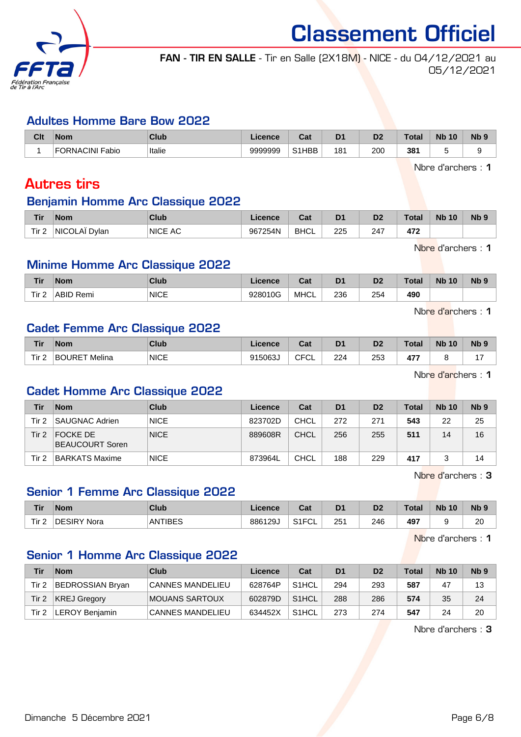# Classement Officiel

**FAN - TIR EN SALLE** - Tir en Salle (2X18M) - NICE - du 04/12/2021 au 05/12/2021

## Adultes Homme Bare Bow 2022

| Clt | Nom | Club | Licence | Cat | D1 | D2 | Total | Nb 10 | Nb 9 |
|---|---|---|---|---|---|---|---|---|---|
| 1 | FORNACINI Fabio | Italie | 9999999 | S1HBB | 181 | 200 | **381** | 5 | 9 |

Nbre d'archers : **1**

# Autres tirs

## Benjamin Homme Arc Classique 2022

| Tir | Nom | Club | Licence | Cat | D1 | D2 | Total | Nb 10 | Nb 9 |
|---|---|---|---|---|---|---|---|---|---|
| Tir 2 | NICOLAÏ Dylan | NICE AC | 967254N | BHCL | 225 | 247 | **472** | | |

Nbre d'archers : **1**

## Minime Homme Arc Classique 2022

| Tir | Nom | Club | Licence | Cat | D1 | D2 | Total | Nb 10 | Nb 9 |
|---|---|---|---|---|---|---|---|---|---|
| Tir 2 | ABID Remi | NICE | 928010G | MHCL | 236 | 254 | **490** | | |

Nbre d'archers : **1**

## Cadet Femme Arc Classique 2022

| Tir | Nom | Club | Licence | Cat | D1 | D2 | Total | Nb 10 | Nb 9 |
|---|---|---|---|---|---|---|---|---|---|
| Tir 2 | BOURET Melina | NICE | 915063J | CFCL | 224 | 253 | **477** | 8 | 17 |

Nbre d'archers : **1**

## Cadet Homme Arc Classique 2022

| Tir | Nom | Club | Licence | Cat | D1 | D2 | Total | Nb 10 | Nb 9 |
|---|---|---|---|---|---|---|---|---|---|
| Tir 2 | SAUGNAC Adrien | NICE | 823702D | CHCL | 272 | 271 | **543** | 22 | 25 |
| Tir 2 | FOCKE DE BEAUCOURT Soren | NICE | 889608R | CHCL | 256 | 255 | **511** | 14 | 16 |
| Tir 2 | BARKATS Maxime | NICE | 873964L | CHCL | 188 | 229 | **417** | 3 | 14 |

Nbre d'archers : **3**

## Senior 1 Femme Arc Classique 2022

| Tir | Nom | Club | Licence | Cat | D1 | D2 | Total | Nb 10 | Nb 9 |
|---|---|---|---|---|---|---|---|---|---|
| Tir 2 | DESIRY Nora | ANTIBES | 886129J | S1FCL | 251 | 246 | **497** | 9 | 20 |

Nbre d'archers : **1**

## Senior 1 Homme Arc Classique 2022

| Tir | Nom | Club | Licence | Cat | D1 | D2 | Total | Nb 10 | Nb 9 |
|---|---|---|---|---|---|---|---|---|---|
| Tir 2 | BEDROSSIAN Bryan | CANNES MANDELIEU | 628764P | S1HCL | 294 | 293 | **587** | 47 | 13 |
| Tir 2 | KREJ Gregory | MOUANS SARTOUX | 602879D | S1HCL | 288 | 286 | **574** | 35 | 24 |
| Tir 2 | LEROY Benjamin | CANNES MANDELIEU | 634452X | S1HCL | 273 | 274 | **547** | 24 | 20 |

Nbre d'archers : **3**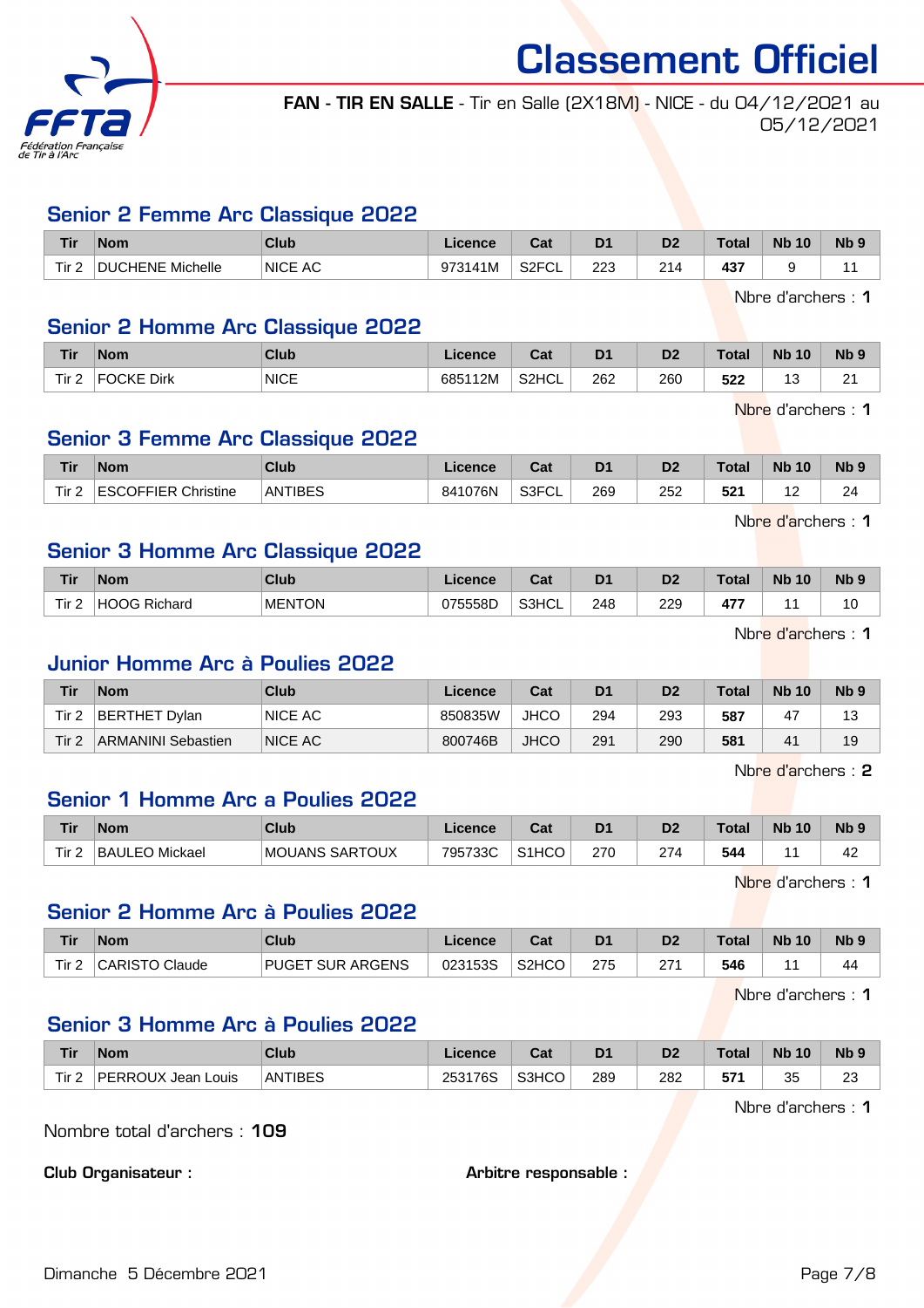# Classement Officiel

**FAN - TIR EN SALLE** - Tir en Salle (2X18M) - NICE - du 04/12/2021 au 05/12/2021

## Senior 2 Femme Arc Classique 2022

| Tir | Nom | Club | Licence | Cat | D1 | D2 | Total | Nb 10 | Nb 9 |
|---|---|---|---|---|---|---|---|---|---|
| Tir 2 | DUCHENE Michelle | NICE AC | 973141M | S2FCL | 223 | 214 | **437** | 9 | 11 |

Nbre d'archers : **1**

## Senior 2 Homme Arc Classique 2022

| Tir | Nom | Club | Licence | Cat | D1 | D2 | Total | Nb 10 | Nb 9 |
|---|---|---|---|---|---|---|---|---|---|
| Tir 2 | FOCKE Dirk | NICE | 685112M | S2HCL | 262 | 260 | **522** | 13 | 21 |

Nbre d'archers : **1**

## Senior 3 Femme Arc Classique 2022

| Tir | Nom | Club | Licence | Cat | D1 | D2 | Total | Nb 10 | Nb 9 |
|---|---|---|---|---|---|---|---|---|---|
| Tir 2 | ESCOFFIER Christine | ANTIBES | 841076N | S3FCL | 269 | 252 | **521** | 12 | 24 |

Nbre d'archers : **1**

## Senior 3 Homme Arc Classique 2022

| Tir | Nom | Club | Licence | Cat | D1 | D2 | Total | Nb 10 | Nb 9 |
|---|---|---|---|---|---|---|---|---|---|
| Tir 2 | HOOG Richard | MENTON | 075558D | S3HCL | 248 | 229 | **477** | 11 | 10 |

Nbre d'archers : **1**

## Junior Homme Arc à Poulies 2022

| Tir | Nom | Club | Licence | Cat | D1 | D2 | Total | Nb 10 | Nb 9 |
|---|---|---|---|---|---|---|---|---|---|
| Tir 2 | BERTHET Dylan | NICE AC | 850835W | JHCO | 294 | 293 | **587** | 47 | 13 |
| Tir 2 | ARMANINI Sebastien | NICE AC | 800746B | JHCO | 291 | 290 | **581** | 41 | 19 |

Nbre d'archers : **2**

## Senior 1 Homme Arc a Poulies 2022

| Tir | Nom | Club | Licence | Cat | D1 | D2 | Total | Nb 10 | Nb 9 |
|---|---|---|---|---|---|---|---|---|---|
| Tir 2 | BAULEO Mickael | MOUANS SARTOUX | 795733C | S1HCO | 270 | 274 | **544** | 11 | 42 |

Nbre d'archers : **1**

## Senior 2 Homme Arc à Poulies 2022

| Tir | Nom | Club | Licence | Cat | D1 | D2 | Total | Nb 10 | Nb 9 |
|---|---|---|---|---|---|---|---|---|---|
| Tir 2 | CARISTO Claude | PUGET SUR ARGENS | 023153S | S2HCO | 275 | 271 | **546** | 11 | 44 |

Nbre d'archers : **1**

## Senior 3 Homme Arc à Poulies 2022

| Tir | Nom | Club | Licence | Cat | D1 | D2 | Total | Nb 10 | Nb 9 |
|---|---|---|---|---|---|---|---|---|---|
| Tir 2 | PERROUX Jean Louis | ANTIBES | 253176S | S3HCO | 289 | 282 | **571** | 35 | 23 |

Nbre d'archers : **1**

Nombre total d'archers : **109**

**Club Organisateur :**

**Arbitre responsable :**

Dimanche 5 Décembre 2021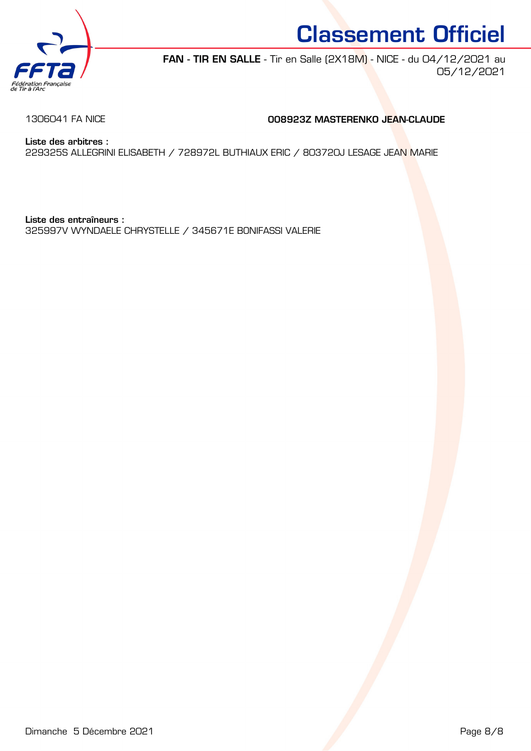# Classement Officiel

**FAN - TIR EN SALLE** - Tir en Salle (2X18M) - NICE - du 04/12/2021 au 05/12/2021

1306041 FA NICE

**008923Z MASTERENKO JEAN-CLAUDE**

**Liste des arbitres :**
229325S ALLEGRINI ELISABETH / 728972L BUTHIAUX ERIC / 803720J LESAGE JEAN MARIE

**Liste des entraîneurs :**
325997V WYNDAELE CHRYSTELLE / 345671E BONIFASSI VALERIE